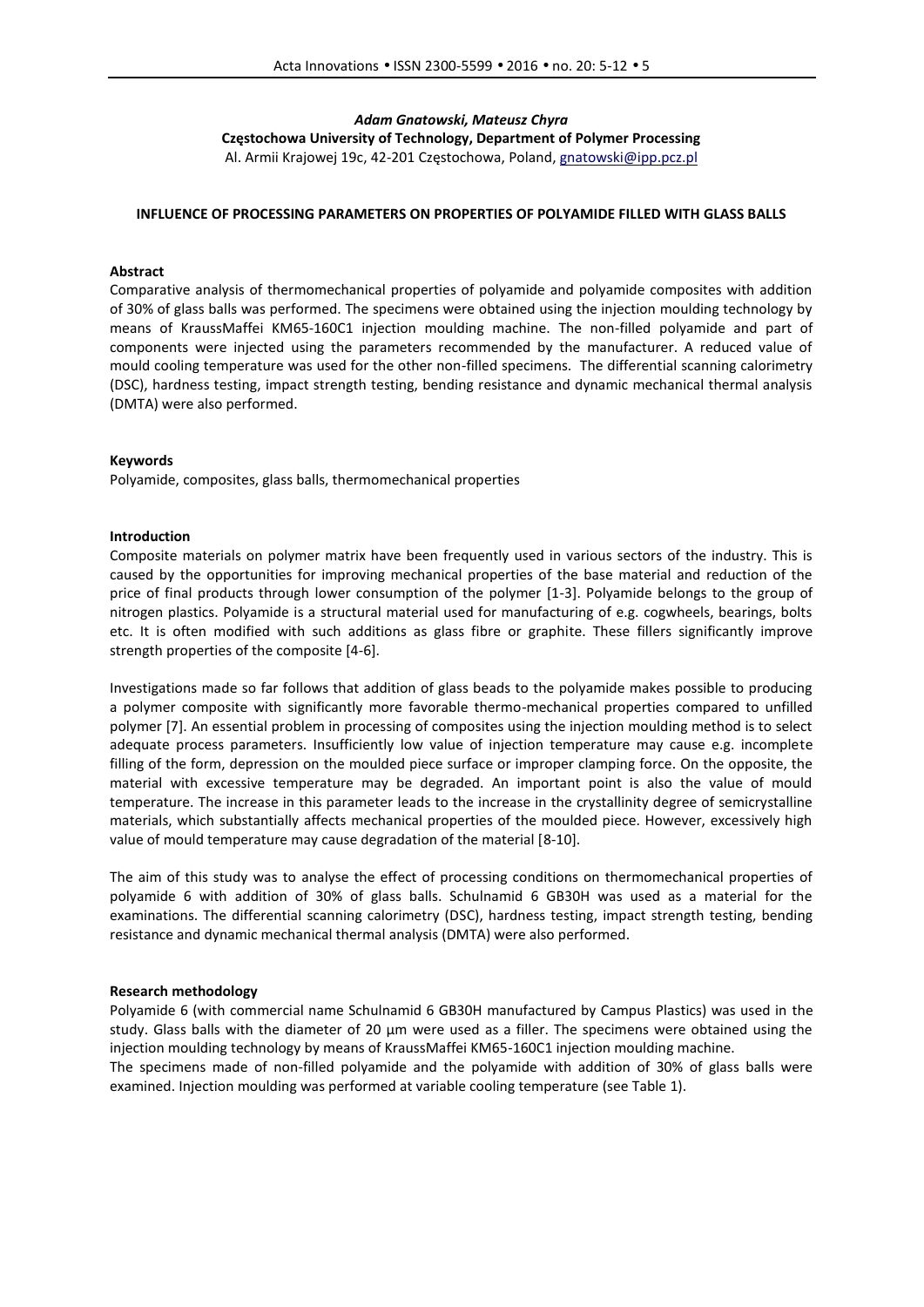*Adam Gnatowski, Mateusz Chyra*

**Częstochowa University of Technology, Department of Polymer Processing**

Al. Armii Krajowej 19c, 42-201 Częstochowa, Poland, gnatowski@ipp.pcz.pl

**INFLUENCE OF PROCESSING PARAMETERS ON PROPERTIES OF POLYAMIDE FILLED WITH GLASS BALLS**

**Abstract**

Comparative analysis of thermomechanical properties of polyamide and polyamide composites with addition of 30% of glass balls was performed. The specimens were obtained using the injection moulding technology by means of KraussMaffei KM65-160C1 injection moulding machine. The non-filled polyamide and part of components were injected using the parameters recommended by the manufacturer. A reduced value of mould cooling temperature was used for the other non-filled specimens. The differential scanning calorimetry (DSC), hardness testing, impact strength testing, bending resistance and dynamic mechanical thermal analysis (DMTA) were also performed.

**Keywords**

Polyamide, composites, glass balls, thermomechanical properties

**Introduction**

Composite materials on polymer matrix have been frequently used in various sectors of the industry. This is caused by the opportunities for improving mechanical properties of the base material and reduction of the price of final products through lower consumption of the polymer [1-3]. Polyamide belongs to the group of nitrogen plastics. Polyamide is a structural material used for manufacturing of e.g. cogwheels, bearings, bolts etc. It is often modified with such additions as glass fibre or graphite. These fillers significantly improve strength properties of the composite [4-6].

Investigations made so far follows that addition of glass beads to the polyamide makes possible to producing a polymer composite with significantly more favorable thermo-mechanical properties compared to unfilled polymer [7]. An essential problem in processing of composites using the injection moulding method is to select adequate process parameters. Insufficiently low value of injection temperature may cause e.g. incomplete filling of the form, depression on the moulded piece surface or improper clamping force. On the opposite, the material with excessive temperature may be degraded. An important point is also the value of mould temperature. The increase in this parameter leads to the increase in the crystallinity degree of semicrystalline materials, which substantially affects mechanical properties of the moulded piece. However, excessively high value of mould temperature may cause degradation of the material [8-10].

The aim of this study was to analyse the effect of processing conditions on thermomechanical properties of polyamide 6 with addition of 30% of glass balls. Schulnamid 6 GB30H was used as a material for the examinations. The differential scanning calorimetry (DSC), hardness testing, impact strength testing, bending resistance and dynamic mechanical thermal analysis (DMTA) were also performed.

**Research methodology**

Polyamide 6 (with commercial name Schulnamid 6 GB30H manufactured by Campus Plastics) was used in the study. Glass balls with the diameter of 20 µm were used as a filler. The specimens were obtained using the injection moulding technology by means of KraussMaffei KM65-160C1 injection moulding machine.

The specimens made of non-filled polyamide and the polyamide with addition of 30% of glass balls were examined. Injection moulding was performed at variable cooling temperature (see Table 1).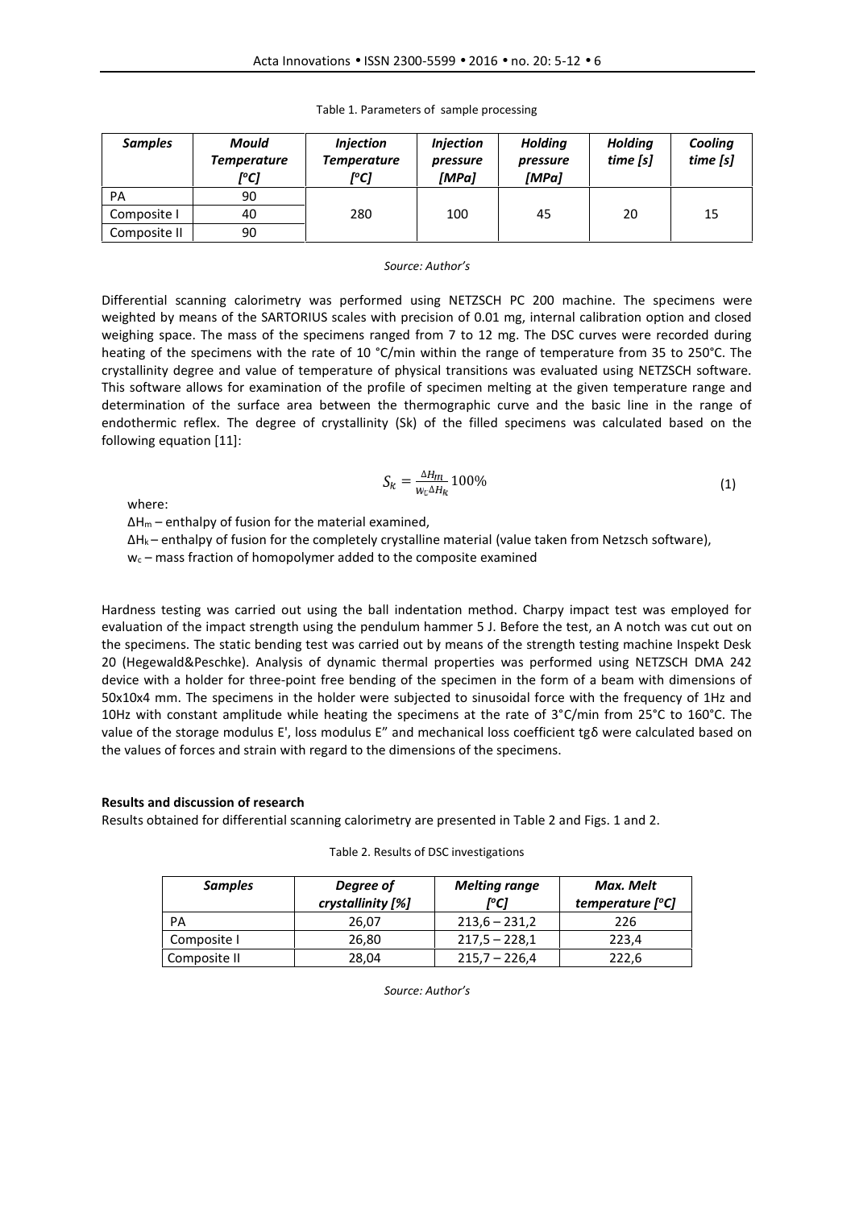Table 1. Parameters of sample processing

| *Samples* | *Mould Temperature [°C]* | *Injection Temperature [°C]* | *Injection pressure [MPa]* | *Holding pressure [MPa]* | *Holding time [s]* | *Cooling time [s]* |
|---|---|---|---|---|---|---|
| PA | 90 | 280 | 100 | 45 | 20 | 15 |
| Composite I | 40 | | | | | |
| Composite II | 90 | | | | | |

*Source: Author's*

Differential scanning calorimetry was performed using NETZSCH PC 200 machine. The specimens were weighted by means of the SARTORIUS scales with precision of 0.01 mg, internal calibration option and closed weighing space. The mass of the specimens ranged from 7 to 12 mg. The DSC curves were recorded during heating of the specimens with the rate of 10 °C/min within the range of temperature from 35 to 250°C. The crystallinity degree and value of temperature of physical transitions was evaluated using NETZSCH software. This software allows for examination of the profile of specimen melting at the given temperature range and determination of the surface area between the thermographic curve and the basic line in the range of endothermic reflex. The degree of crystallinity (Sk) of the filled specimens was calculated based on the following equation [11]:

$$S_K = \frac{\Delta H_m}{w_c \Delta H_k} 100\% \tag{1}$$

where:

$\Delta H_m$ – enthalpy of fusion for the material examined,

$\Delta H_k$ – enthalpy of fusion for the completely crystalline material (value taken from Netzsch software),

$w_c$ – mass fraction of homopolymer added to the composite examined

Hardness testing was carried out using the ball indentation method. Charpy impact test was employed for evaluation of the impact strength using the pendulum hammer 5 J. Before the test, an A notch was cut out on the specimens. The static bending test was carried out by means of the strength testing machine Inspekt Desk 20 (Hegewald&Peschke). Analysis of dynamic thermal properties was performed using NETZSCH DMA 242 device with a holder for three-point free bending of the specimen in the form of a beam with dimensions of 50x10x4 mm. The specimens in the holder were subjected to sinusoidal force with the frequency of 1Hz and 10Hz with constant amplitude while heating the specimens at the rate of 3°C/min from 25°C to 160°C. The value of the storage modulus E', loss modulus E" and mechanical loss coefficient tgδ were calculated based on the values of forces and strain with regard to the dimensions of the specimens.

**Results and discussion of research**

Results obtained for differential scanning calorimetry are presented in Table 2 and Figs. 1 and 2.

Table 2. Results of DSC investigations

| *Samples* | *Degree of crystallinity [%]* | *Melting range [°C]* | *Max. Melt temperature [°C]* |
|---|---|---|---|
| PA | 26,07 | 213,6 – 231,2 | 226 |
| Composite I | 26,80 | 217,5 – 228,1 | 223,4 |
| Composite II | 28,04 | 215,7 – 226,4 | 222,6 |

*Source: Author's*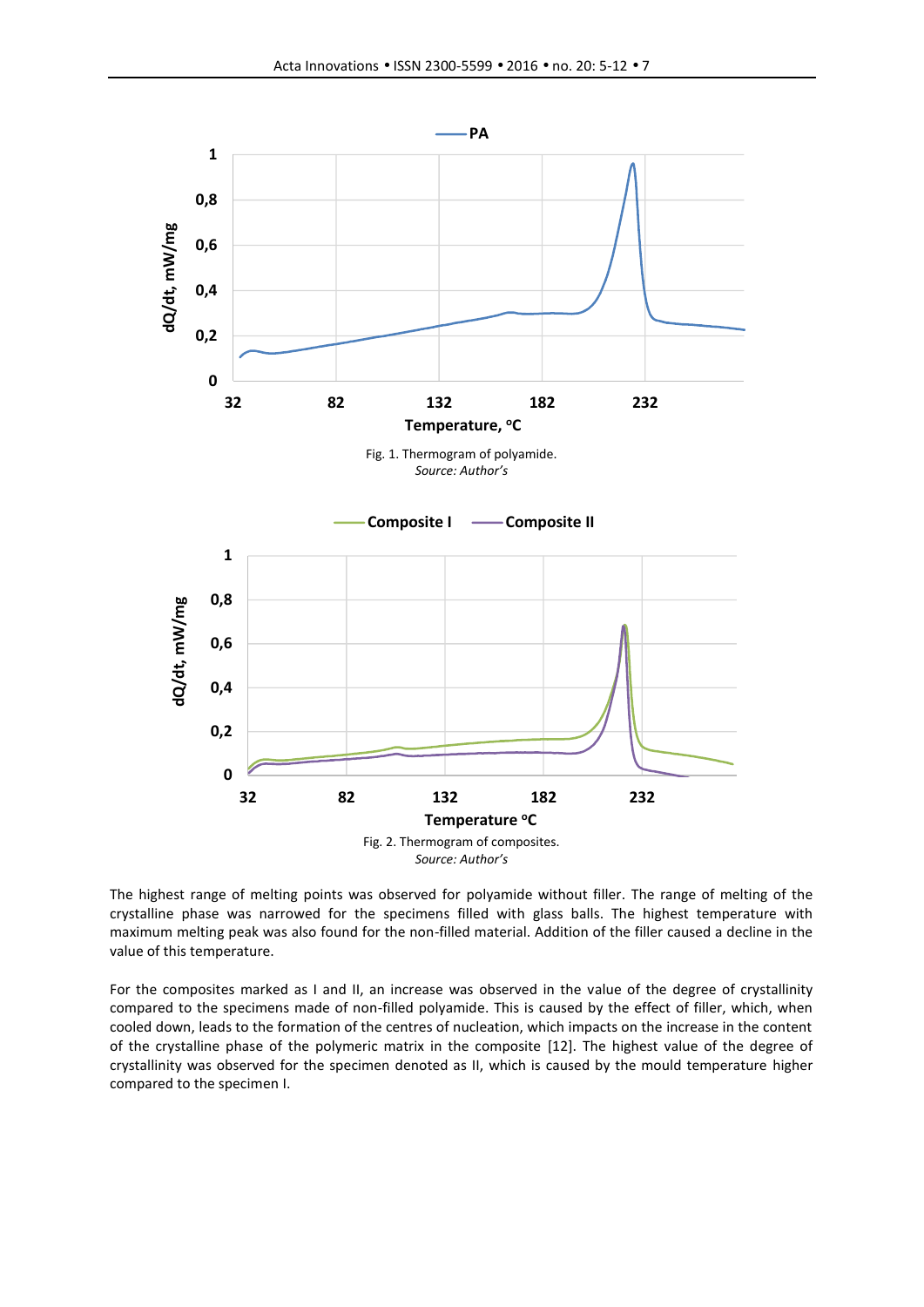Fig. 1. Thermogram of polyamide.
*Source: Author's*

Fig. 2. Thermogram of composites.
*Source: Author's*

The highest range of melting points was observed for polyamide without filler. The range of melting of the crystalline phase was narrowed for the specimens filled with glass balls. The highest temperature with maximum melting peak was also found for the non-filled material. Addition of the filler caused a decline in the value of this temperature.

For the composites marked as I and II, an increase was observed in the value of the degree of crystallinity compared to the specimens made of non-filled polyamide. This is caused by the effect of filler, which, when cooled down, leads to the formation of the centres of nucleation, which impacts on the increase in the content of the crystalline phase of the polymeric matrix in the composite [12]. The highest value of the degree of crystallinity was observed for the specimen denoted as II, which is caused by the mould temperature higher compared to the specimen I.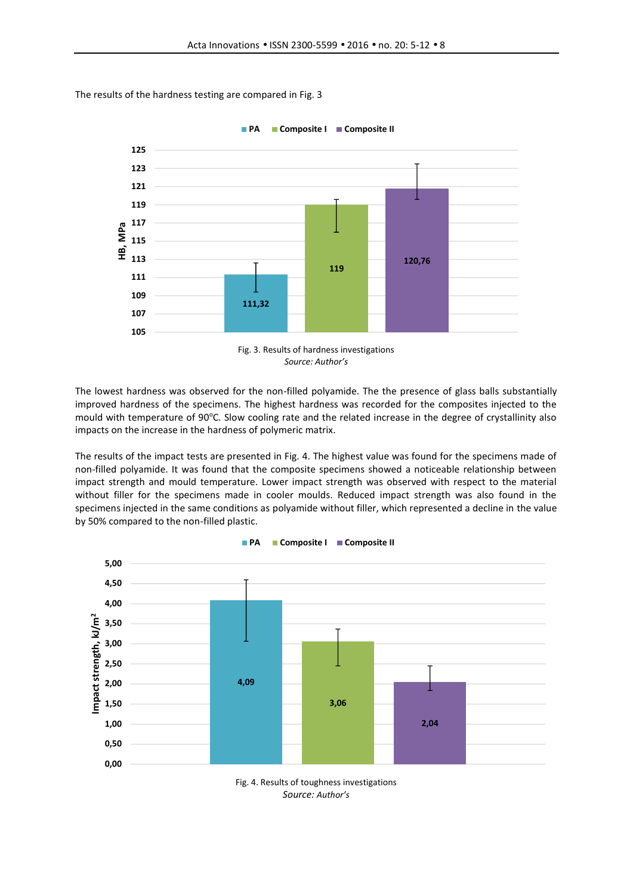The results of the hardness testing are compared in Fig. 3

Fig. 3. Results of hardness investigations

*Source: Author's*

The lowest hardness was observed for the non-filled polyamide. The the presence of glass balls substantially improved hardness of the specimens. The highest hardness was recorded for the composites injected to the mould with temperature of 90°C. Slow cooling rate and the related increase in the degree of crystallinity also impacts on the increase in the hardness of polymeric matrix.

The results of the impact tests are presented in Fig. 4. The highest value was found for the specimens made of non-filled polyamide. It was found that the composite specimens showed a noticeable relationship between impact strength and mould temperature. Lower impact strength was observed with respect to the material without filler for the specimens made in cooler moulds. Reduced impact strength was also found in the specimens injected in the same conditions as polyamide without filler, which represented a decline in the value by 50% compared to the non-filled plastic.

Fig. 4. Results of toughness investigations

*Source: Author's*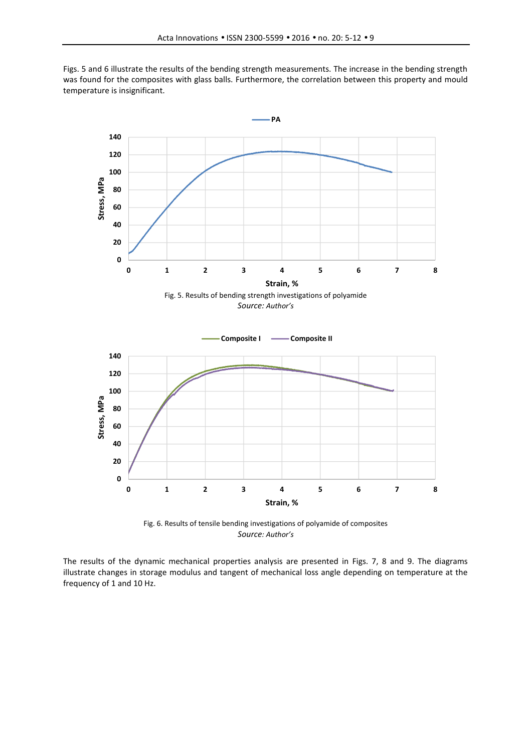Figs. 5 and 6 illustrate the results of the bending strength measurements. The increase in the bending strength was found for the composites with glass balls. Furthermore, the correlation between this property and mould temperature is insignificant.

Fig. 5. Results of bending strength investigations of polyamide
*Source: Author's*

Fig. 6. Results of tensile bending investigations of polyamide of composites
*Source: Author's*

The results of the dynamic mechanical properties analysis are presented in Figs. 7, 8 and 9. The diagrams illustrate changes in storage modulus and tangent of mechanical loss angle depending on temperature at the frequency of 1 and 10 Hz.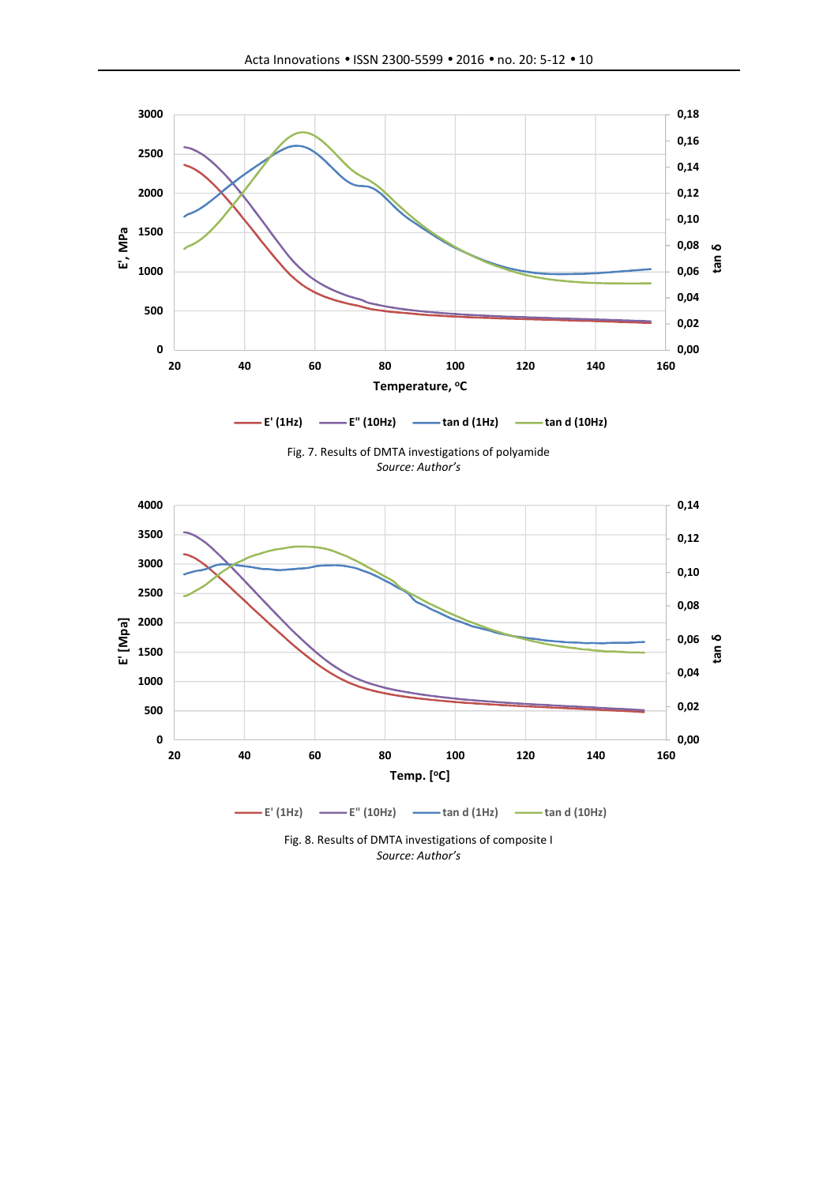Fig. 7. Results of DMTA investigations of polyamide

*Source: Author's*

Fig. 8. Results of DMTA investigations of composite I

*Source: Author's*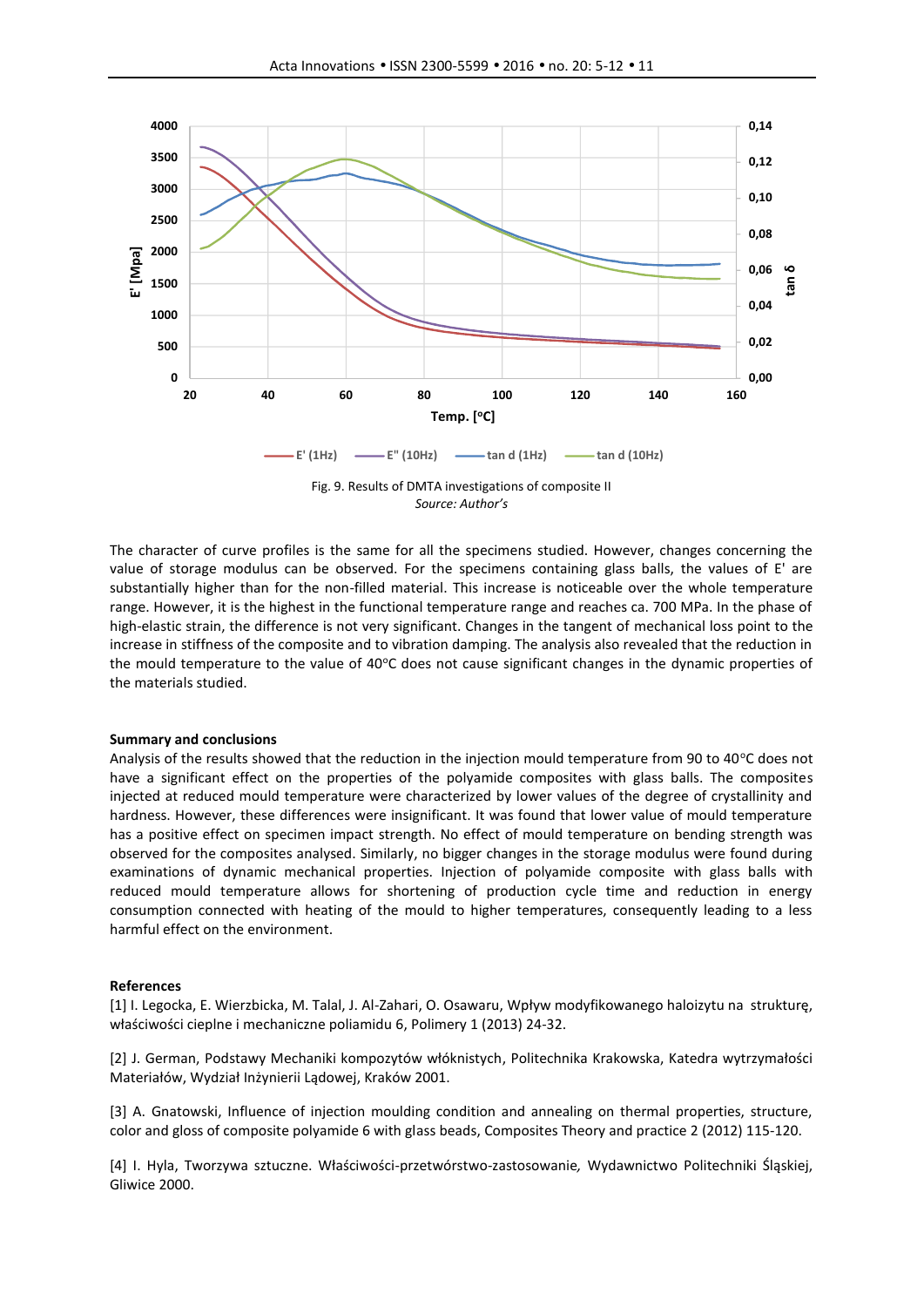Fig. 9. Results of DMTA investigations of composite II

*Source: Author's*

The character of curve profiles is the same for all the specimens studied. However, changes concerning the value of storage modulus can be observed. For the specimens containing glass balls, the values of E' are substantially higher than for the non-filled material. This increase is noticeable over the whole temperature range. However, it is the highest in the functional temperature range and reaches ca. 700 MPa. In the phase of high-elastic strain, the difference is not very significant. Changes in the tangent of mechanical loss point to the increase in stiffness of the composite and to vibration damping. The analysis also revealed that the reduction in the mould temperature to the value of 40°C does not cause significant changes in the dynamic properties of the materials studied.

**Summary and conclusions**

Analysis of the results showed that the reduction in the injection mould temperature from 90 to 40°C does not have a significant effect on the properties of the polyamide composites with glass balls. The composites injected at reduced mould temperature were characterized by lower values of the degree of crystallinity and hardness. However, these differences were insignificant. It was found that lower value of mould temperature has a positive effect on specimen impact strength. No effect of mould temperature on bending strength was observed for the composites analysed. Similarly, no bigger changes in the storage modulus were found during examinations of dynamic mechanical properties. Injection of polyamide composite with glass balls with reduced mould temperature allows for shortening of production cycle time and reduction in energy consumption connected with heating of the mould to higher temperatures, consequently leading to a less harmful effect on the environment.

**References**

[1] I. Legocka, E. Wierzbicka, M. Talal, J. Al-Zahari, O. Osawaru, Wpływ modyfikowanego haloizytu na strukturę, właściwości cieplne i mechaniczne poliamidu 6, Polimery 1 (2013) 24-32.

[2] J. German, Podstawy Mechaniki kompozytów włóknistych, Politechnika Krakowska, Katedra wytrzymałości Materiałów, Wydział Inżynierii Lądowej, Kraków 2001.

[3] A. Gnatowski, Influence of injection moulding condition and annealing on thermal properties, structure, color and gloss of composite polyamide 6 with glass beads, Composites Theory and practice 2 (2012) 115-120.

[4] I. Hyla, Tworzywa sztuczne. Właściwości-przetwórstwo-zastosowanie*,* Wydawnictwo Politechniki Śląskiej, Gliwice 2000.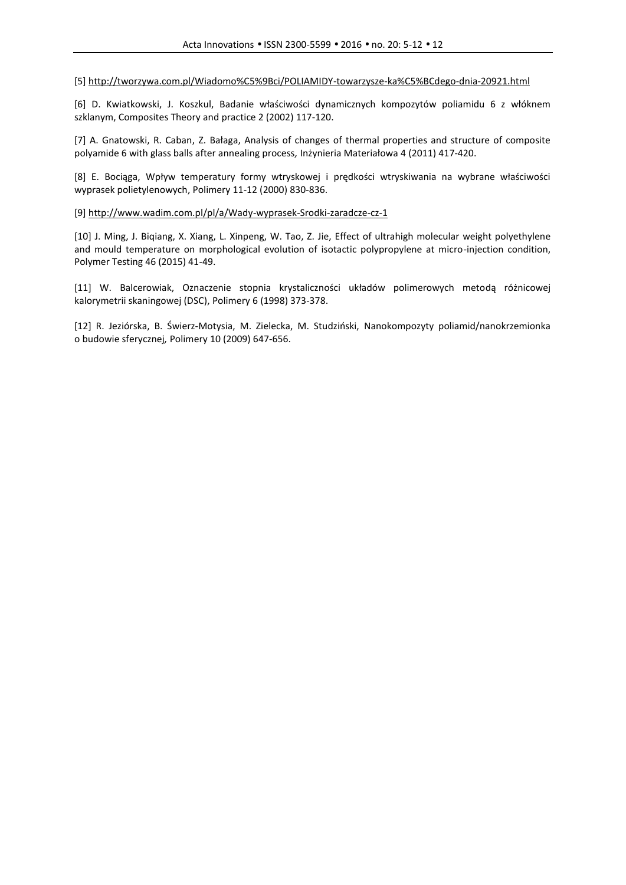[5] http://tworzywa.com.pl/Wiadomo%C5%9Bci/POLIAMIDY-towarzysze-ka%C5%BCdego-dnia-20921.html

[6] D. Kwiatkowski, J. Koszkul, Badanie właściwości dynamicznych kompozytów poliamidu 6 z włóknem szklanym, Composites Theory and practice 2 (2002) 117-120.

[7] A. Gnatowski, R. Caban, Z. Bałaga, Analysis of changes of thermal properties and structure of composite polyamide 6 with glass balls after annealing process, Inżynieria Materiałowa 4 (2011) 417-420.

[8] E. Bociąga, Wpływ temperatury formy wtryskowej i prędkości wtryskiwania na wybrane właściwości wyprasek polietylenowych, Polimery 11-12 (2000) 830-836.

[9] http://www.wadim.com.pl/pl/a/Wady-wyprasek-Srodki-zaradcze-cz-1

[10] J. Ming, J. Biqiang, X. Xiang, L. Xinpeng, W. Tao, Z. Jie, Effect of ultrahigh molecular weight polyethylene and mould temperature on morphological evolution of isotactic polypropylene at micro-injection condition, Polymer Testing 46 (2015) 41-49.

[11] W. Balcerowiak, Oznaczenie stopnia krystaliczności układów polimerowych metodą różnicowej kalorymetrii skaningowej (DSC), Polimery 6 (1998) 373-378.

[12] R. Jeziórska, B. Świerz-Motysia, M. Zielecka, M. Studziński, Nanokompozyty poliamid/nanokrzemionka o budowie sferycznej, Polimery 10 (2009) 647-656.